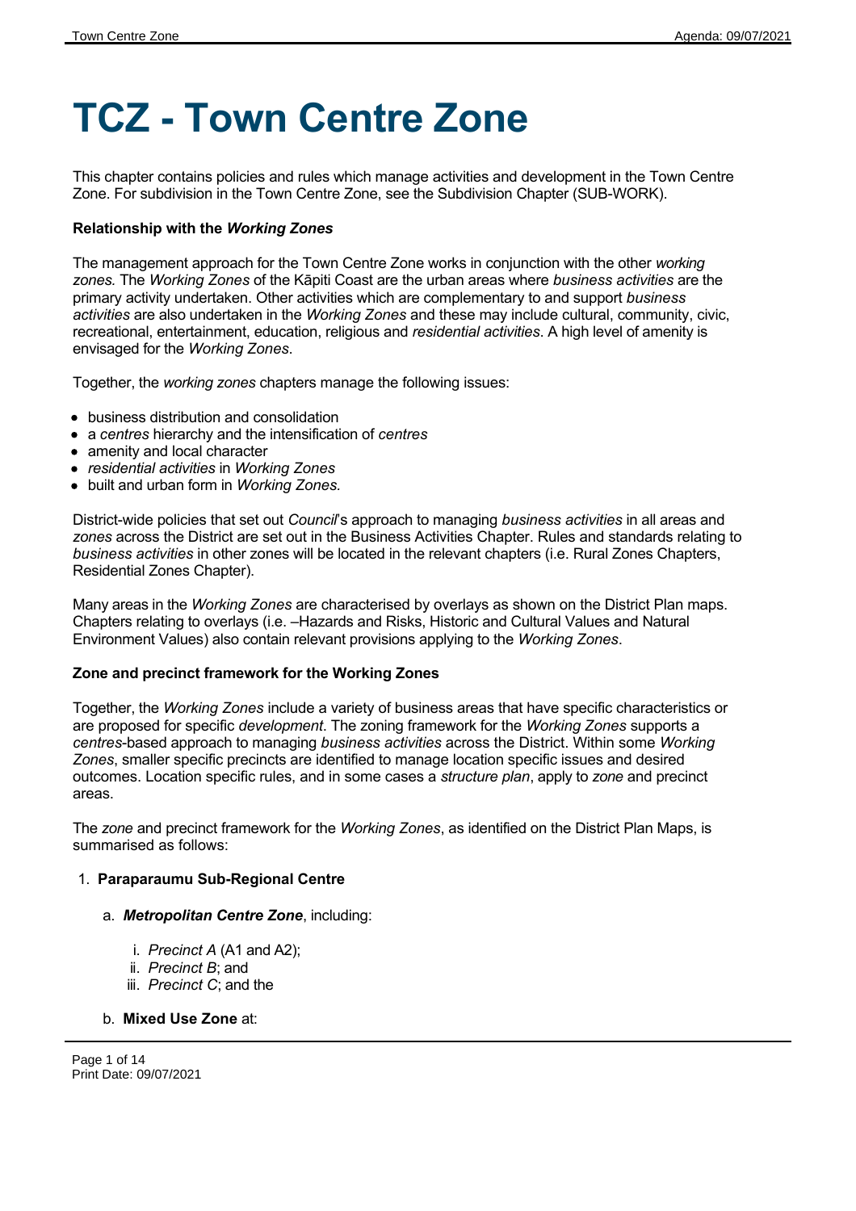# TCZ - Town Centre Zone

This chapter contains policies and rules which manage activities and development in the Town Centre Zone. For subdivision in the Town Centre Zone, see the Subdivision Chapter (SUB-WORK).

**Relationship with the *Working Zones***

The management approach for the Town Centre Zone works in conjunction with the other *working zones.* The *Working Zones* of the Kāpiti Coast are the urban areas where *business activities* are the primary activity undertaken. Other activities which are complementary to and support *business activities* are also undertaken in the *Working Zones* and these may include cultural, community, civic, recreational, entertainment, education, religious and *residential activities*. A high level of amenity is envisaged for the *Working Zones*.

Together, the *working zones* chapters manage the following issues:

- business distribution and consolidation
- a *centres* hierarchy and the intensification of *centres*
- amenity and local character
- *residential activities* in *Working Zones*
- built and urban form in *Working Zones.*

District-wide policies that set out *Council*'s approach to managing *business activities* in all areas and *zones* across the District are set out in the Business Activities Chapter. Rules and standards relating to *business activities* in other zones will be located in the relevant chapters (i.e. Rural Zones Chapters, Residential Zones Chapter).

Many areas in the *Working Zones* are characterised by overlays as shown on the District Plan maps. Chapters relating to overlays (i.e. –Hazards and Risks, Historic and Cultural Values and Natural Environment Values) also contain relevant provisions applying to the *Working Zones*.

**Zone and precinct framework for the Working Zones**

Together, the *Working Zones* include a variety of business areas that have specific characteristics or are proposed for specific *development*. The zoning framework for the *Working Zones* supports a *centres*-based approach to managing *business activities* across the District. Within some *Working Zones*, smaller specific precincts are identified to manage location specific issues and desired outcomes. Location specific rules, and in some cases a *structure plan*, apply to *zone* and precinct areas.

The *zone* and precinct framework for the *Working Zones*, as identified on the District Plan Maps, is summarised as follows:

1. **Paraparaumu Sub-Regional Centre**
    a. ***Metropolitan Centre Zone***, including:
        i. *Precinct A* (A1 and A2);
        ii. *Precinct B*; and
        iii. *Precinct C*; and the
    b. **Mixed Use Zone** at: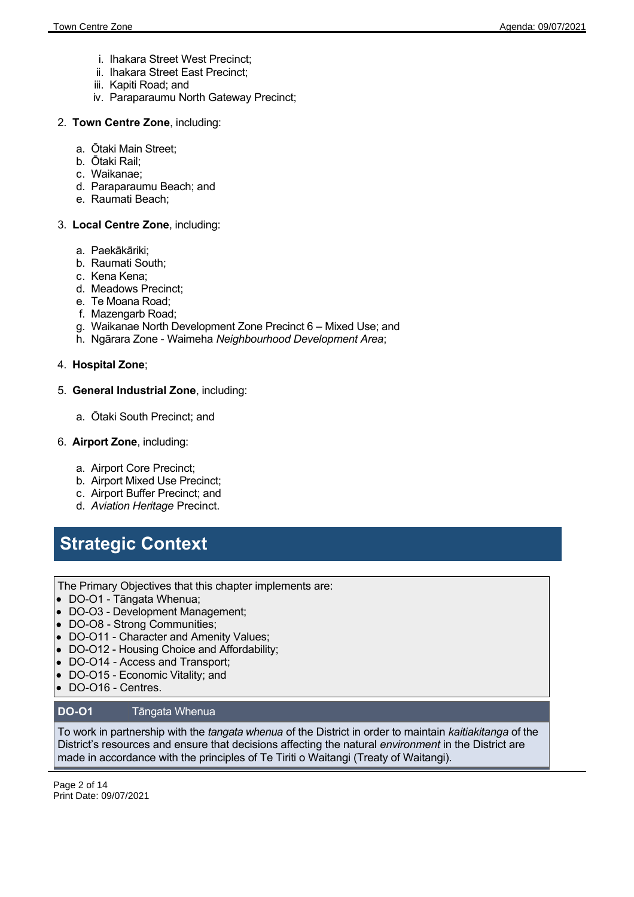i. Ihakara Street West Precinct;
ii. Ihakara Street East Precinct;
iii. Kapiti Road; and
iv. Paraparaumu North Gateway Precinct;

2. **Town Centre Zone**, including:

    a. Ōtaki Main Street;
    b. Ōtaki Rail;
    c. Waikanae;
    d. Paraparaumu Beach; and
    e. Raumati Beach;

3. **Local Centre Zone**, including:

    a. Paekākāriki;
    b. Raumati South;
    c. Kena Kena;
    d. Meadows Precinct;
    e. Te Moana Road;
    f. Mazengarb Road;
    g. Waikanae North Development Zone Precinct 6 – Mixed Use; and
    h. Ngārara Zone - Waimeha *Neighbourhood Development Area*;

4. **Hospital Zone**;

5. **General Industrial Zone**, including:

    a. Ōtaki South Precinct; and

6. **Airport Zone**, including:

    a. Airport Core Precinct;
    b. Airport Mixed Use Precinct;
    c. Airport Buffer Precinct; and
    d. *Aviation Heritage* Precinct.

## Strategic Context

The Primary Objectives that this chapter implements are:

- DO-O1 - Tāngata Whenua;
- DO-O3 - Development Management;
- DO-O8 - Strong Communities;
- DO-O11 - Character and Amenity Values;
- DO-O12 - Housing Choice and Affordability;
- DO-O14 - Access and Transport;
- DO-O15 - Economic Vitality; and
- DO-O16 - Centres.

| **DO-O1** | Tāngata Whenua |
| --- | --- |
| To work in partnership with the *tangata whenua* of the District in order to maintain *kaitiakitanga* of the District's resources and ensure that decisions affecting the natural *environment* in the District are made in accordance with the principles of Te Tiriti o Waitangi (Treaty of Waitangi). | |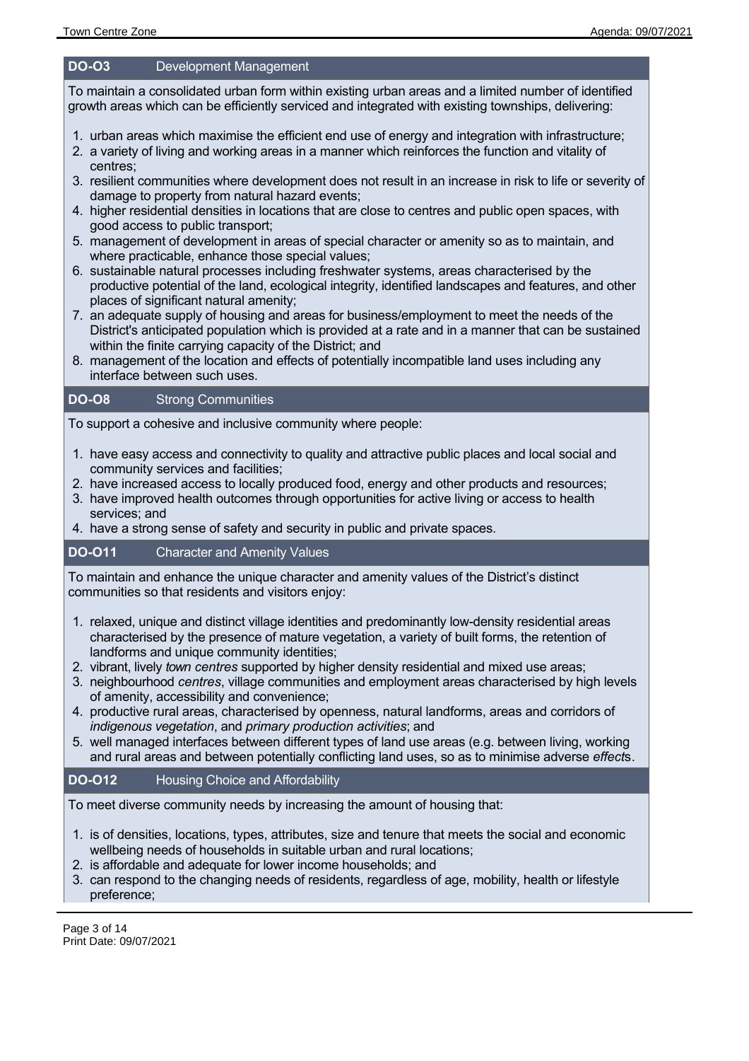## DO-O3 Development Management

To maintain a consolidated urban form within existing urban areas and a limited number of identified growth areas which can be efficiently serviced and integrated with existing townships, delivering:

1. urban areas which maximise the efficient end use of energy and integration with infrastructure;
2. a variety of living and working areas in a manner which reinforces the function and vitality of centres;
3. resilient communities where development does not result in an increase in risk to life or severity of damage to property from natural hazard events;
4. higher residential densities in locations that are close to centres and public open spaces, with good access to public transport;
5. management of development in areas of special character or amenity so as to maintain, and where practicable, enhance those special values;
6. sustainable natural processes including freshwater systems, areas characterised by the productive potential of the land, ecological integrity, identified landscapes and features, and other places of significant natural amenity;
7. an adequate supply of housing and areas for business/employment to meet the needs of the District's anticipated population which is provided at a rate and in a manner that can be sustained within the finite carrying capacity of the District; and
8. management of the location and effects of potentially incompatible land uses including any interface between such uses.

## DO-O8 Strong Communities

To support a cohesive and inclusive community where people:

1. have easy access and connectivity to quality and attractive public places and local social and community services and facilities;
2. have increased access to locally produced food, energy and other products and resources;
3. have improved health outcomes through opportunities for active living or access to health services; and
4. have a strong sense of safety and security in public and private spaces.

## DO-O11 Character and Amenity Values

To maintain and enhance the unique character and amenity values of the District's distinct communities so that residents and visitors enjoy:

1. relaxed, unique and distinct village identities and predominantly low-density residential areas characterised by the presence of mature vegetation, a variety of built forms, the retention of landforms and unique community identities;
2. vibrant, lively *town centres* supported by higher density residential and mixed use areas;
3. neighbourhood *centres*, village communities and employment areas characterised by high levels of amenity, accessibility and convenience;
4. productive rural areas, characterised by openness, natural landforms, areas and corridors of *indigenous vegetation*, and *primary production activities*; and
5. well managed interfaces between different types of land use areas (e.g. between living, working and rural areas and between potentially conflicting land uses, so as to minimise adverse *effect*s.

## DO-O12 Housing Choice and Affordability

To meet diverse community needs by increasing the amount of housing that:

1. is of densities, locations, types, attributes, size and tenure that meets the social and economic wellbeing needs of households in suitable urban and rural locations;
2. is affordable and adequate for lower income households; and
3. can respond to the changing needs of residents, regardless of age, mobility, health or lifestyle preference;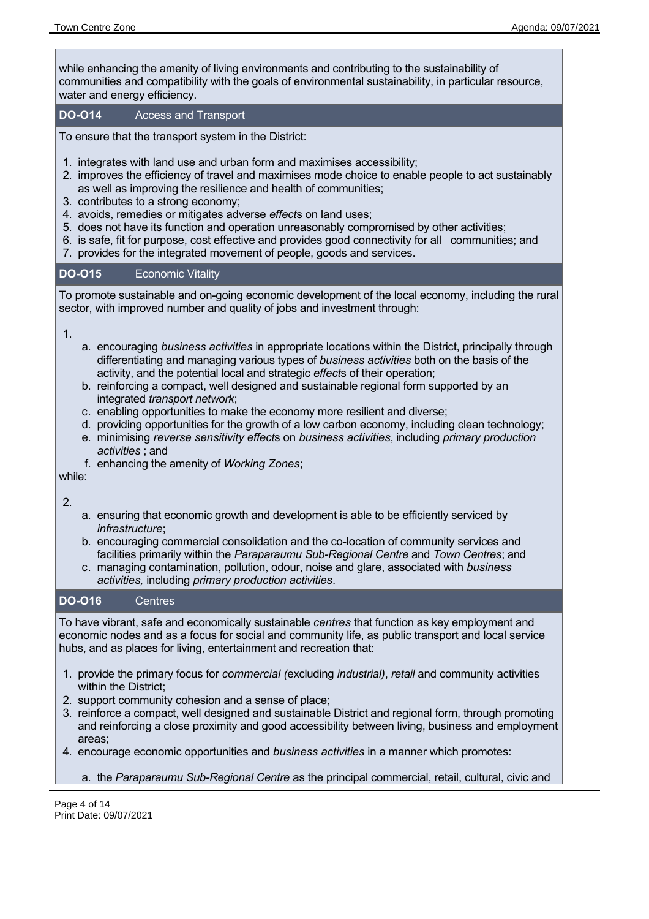while enhancing the amenity of living environments and contributing to the sustainability of communities and compatibility with the goals of environmental sustainability, in particular resource, water and energy efficiency.

### DO-O14 Access and Transport

To ensure that the transport system in the District:

1. integrates with land use and urban form and maximises accessibility;
2. improves the efficiency of travel and maximises mode choice to enable people to act sustainably as well as improving the resilience and health of communities;
3. contributes to a strong economy;
4. avoids, remedies or mitigates adverse *effect*s on land uses;
5. does not have its function and operation unreasonably compromised by other activities;
6. is safe, fit for purpose, cost effective and provides good connectivity for all communities; and
7. provides for the integrated movement of people, goods and services.

### DO-O15 Economic Vitality

To promote sustainable and on-going economic development of the local economy, including the rural sector, with improved number and quality of jobs and investment through:

1.
   a. encouraging *business activities* in appropriate locations within the District, principally through differentiating and managing various types of *business activities* both on the basis of the activity, and the potential local and strategic *effect*s of their operation;
   b. reinforcing a compact, well designed and sustainable regional form supported by an integrated *transport network*;
   c. enabling opportunities to make the economy more resilient and diverse;
   d. providing opportunities for the growth of a low carbon economy, including clean technology;
   e. minimising *reverse sensitivity effect*s on *business activities*, including *primary production activities* ; and
   f. enhancing the amenity of *Working Zones*;

while:

2.
   a. ensuring that economic growth and development is able to be efficiently serviced by *infrastructure*;
   b. encouraging commercial consolidation and the co-location of community services and facilities primarily within the *Paraparaumu Sub-Regional Centre* and *Town Centres*; and
   c. managing contamination, pollution, odour, noise and glare, associated with *business activities,* including *primary production activities*.

### DO-O16 Centres

To have vibrant, safe and economically sustainable *centres* that function as key employment and economic nodes and as a focus for social and community life, as public transport and local service hubs, and as places for living, entertainment and recreation that:

1. provide the primary focus for *commercial (*excluding *industrial)*, *retail* and community activities within the District;
2. support community cohesion and a sense of place;
3. reinforce a compact, well designed and sustainable District and regional form, through promoting and reinforcing a close proximity and good accessibility between living, business and employment areas;
4. encourage economic opportunities and *business activities* in a manner which promotes:
   a. the *Paraparaumu Sub-Regional Centre* as the principal commercial, retail, cultural, civic and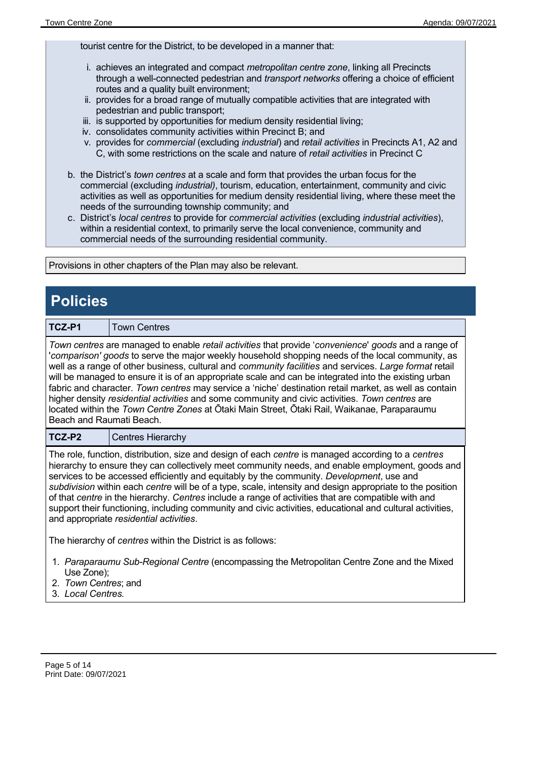tourist centre for the District, to be developed in a manner that:

   i. achieves an integrated and compact *metropolitan centre zone*, linking all Precincts through a well-connected pedestrian and *transport networks* offering a choice of efficient routes and a quality built environment;
   ii. provides for a broad range of mutually compatible activities that are integrated with pedestrian and public transport;
   iii. is supported by opportunities for medium density residential living;
   iv. consolidates community activities within Precinct B; and
   v. provides for *commercial* (excluding *industrial*) and *retail activities* in Precincts A1, A2 and C, with some restrictions on the scale and nature of *retail activities* in Precinct C

b. the District's *town centres* at a scale and form that provides the urban focus for the commercial (excluding *industrial)*, tourism, education, entertainment, community and civic activities as well as opportunities for medium density residential living, where these meet the needs of the surrounding township community; and

c. District's *local centres* to provide for *commercial activities* (excluding *industrial activities*), within a residential context, to primarily serve the local convenience, community and commercial needs of the surrounding residential community.

Provisions in other chapters of the Plan may also be relevant.

# Policies

| TCZ-P1 | Town Centres |
|---|---|

*Town centres* are managed to enable *retail activities* that provide '*convenience*' *goods* and a range of '*comparison' goods* to serve the major weekly household shopping needs of the local community, as well as a range of other business, cultural and *community facilities* and services. *Large format* retail will be managed to ensure it is of an appropriate scale and can be integrated into the existing urban fabric and character. *Town centres* may service a 'niche' destination retail market, as well as contain higher density *residential activities* and some community and civic activities. *Town centres* are located within the *Town Centre Zones* at Ōtaki Main Street, Ōtaki Rail, Waikanae, Paraparaumu Beach and Raumati Beach.

| TCZ-P2 | Centres Hierarchy |
|---|---|

The role, function, distribution, size and design of each *centre* is managed according to a *centres* hierarchy to ensure they can collectively meet community needs, and enable employment, goods and services to be accessed efficiently and equitably by the community. *Development*, use and *subdivision* within each *centre* will be of a type, scale, intensity and design appropriate to the position of that *centre* in the hierarchy. *Centres* include a range of activities that are compatible with and support their functioning, including community and civic activities, educational and cultural activities, and appropriate *residential activities*.

The hierarchy of *centres* within the District is as follows:

1. *Paraparaumu Sub-Regional Centre* (encompassing the Metropolitan Centre Zone and the Mixed Use Zone);
2. *Town Centres*; and
3. *Local Centres.*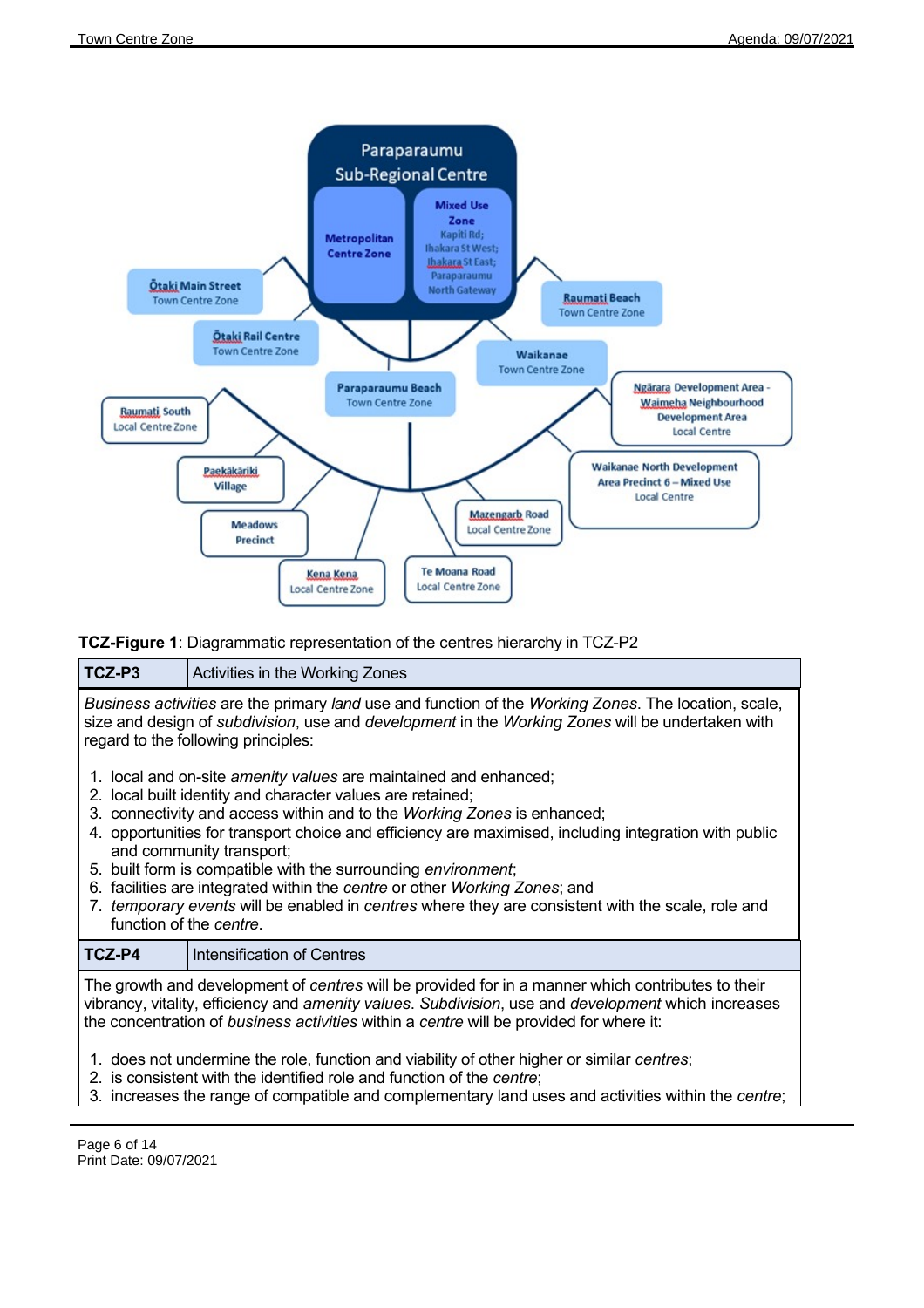**TCZ-Figure 1**: Diagrammatic representation of the centres hierarchy in TCZ-P2

| **TCZ-P3** | Activities in the Working Zones |
|---|---|

*Business activities* are the primary *land* use and function of the *Working Zones*. The location, scale, size and design of *subdivision*, use and *development* in the *Working Zones* will be undertaken with regard to the following principles:

1. local and on-site *amenity values* are maintained and enhanced;
2. local built identity and character values are retained;
3. connectivity and access within and to the *Working Zones* is enhanced;
4. opportunities for transport choice and efficiency are maximised, including integration with public and community transport;
5. built form is compatible with the surrounding *environment*;
6. facilities are integrated within the *centre* or other *Working Zones*; and
7. *temporary events* will be enabled in *centres* where they are consistent with the scale, role and function of the *centre*.

| **TCZ-P4** | Intensification of Centres |
|---|---|

The growth and development of *centres* will be provided for in a manner which contributes to their vibrancy, vitality, efficiency and *amenity values*. *Subdivision*, use and *development* which increases the concentration of *business activities* within a *centre* will be provided for where it:

1. does not undermine the role, function and viability of other higher or similar *centres*;
2. is consistent with the identified role and function of the *centre*;
3. increases the range of compatible and complementary land uses and activities within the *centre*;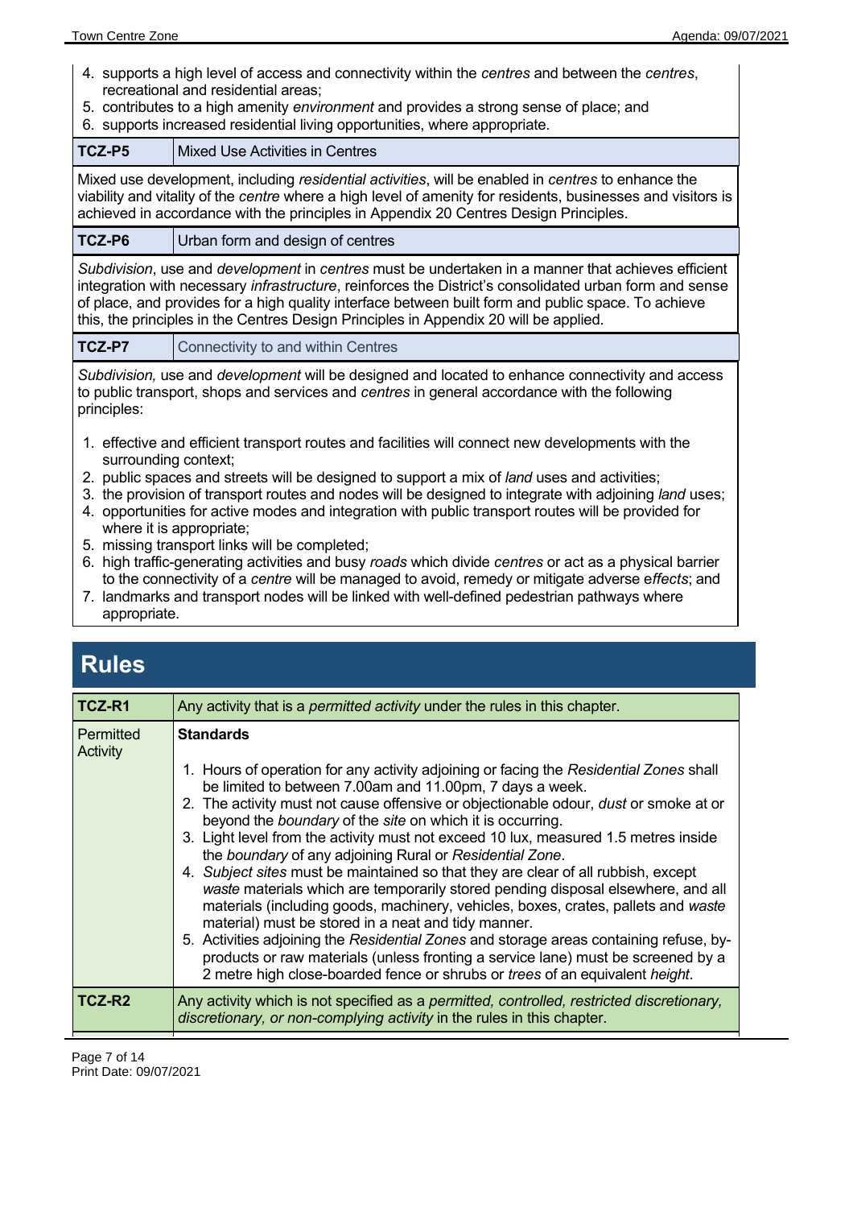4. supports a high level of access and connectivity within the *centres* and between the *centres*, recreational and residential areas;
5. contributes to a high amenity *environment* and provides a strong sense of place; and
6. supports increased residential living opportunities, where appropriate.

| TCZ-P5 | Mixed Use Activities in Centres |
|---|---|

Mixed use development, including *residential activities*, will be enabled in *centres* to enhance the viability and vitality of the *centre* where a high level of amenity for residents, businesses and visitors is achieved in accordance with the principles in Appendix 20 Centres Design Principles.

| TCZ-P6 | Urban form and design of centres |
|---|---|

*Subdivision*, use and *development* in *centres* must be undertaken in a manner that achieves efficient integration with necessary *infrastructure*, reinforces the District's consolidated urban form and sense of place, and provides for a high quality interface between built form and public space. To achieve this, the principles in the Centres Design Principles in Appendix 20 will be applied.

| TCZ-P7 | Connectivity to and within Centres |
|---|---|

*Subdivision,* use and *development* will be designed and located to enhance connectivity and access to public transport, shops and services and *centres* in general accordance with the following principles:

1. effective and efficient transport routes and facilities will connect new developments with the surrounding context;
2. public spaces and streets will be designed to support a mix of *land* uses and activities;
3. the provision of transport routes and nodes will be designed to integrate with adjoining *land* uses;
4. opportunities for active modes and integration with public transport routes will be provided for where it is appropriate;
5. missing transport links will be completed;
6. high traffic-generating activities and busy *roads* which divide *centres* or act as a physical barrier to the connectivity of a *centre* will be managed to avoid, remedy or mitigate adverse e*ffects*; and
7. landmarks and transport nodes will be linked with well-defined pedestrian pathways where appropriate.

# Rules

| TCZ-R1 | Any activity that is a *permitted activity* under the rules in this chapter. |
|---|---|
| Permitted Activity | **Standards**<br><br>1. Hours of operation for any activity adjoining or facing the *Residential Zones* shall be limited to between 7.00am and 11.00pm, 7 days a week.<br>2. The activity must not cause offensive or objectionable odour, *dust* or smoke at or beyond the *boundary* of the *site* on which it is occurring.<br>3. Light level from the activity must not exceed 10 lux, measured 1.5 metres inside the *boundary* of any adjoining Rural or *Residential Zone*.<br>4. *Subject sites* must be maintained so that they are clear of all rubbish, except *waste* materials which are temporarily stored pending disposal elsewhere, and all materials (including goods, machinery, vehicles, boxes, crates, pallets and *waste* material) must be stored in a neat and tidy manner.<br>5. Activities adjoining the *Residential Zones* and storage areas containing refuse, by-products or raw materials (unless fronting a service lane) must be screened by a 2 metre high close-boarded fence or shrubs or *trees* of an equivalent *height*. |
| **TCZ-R2** | Any activity which is not specified as a *permitted, controlled, restricted discretionary, discretionary, or non-complying activity* in the rules in this chapter. |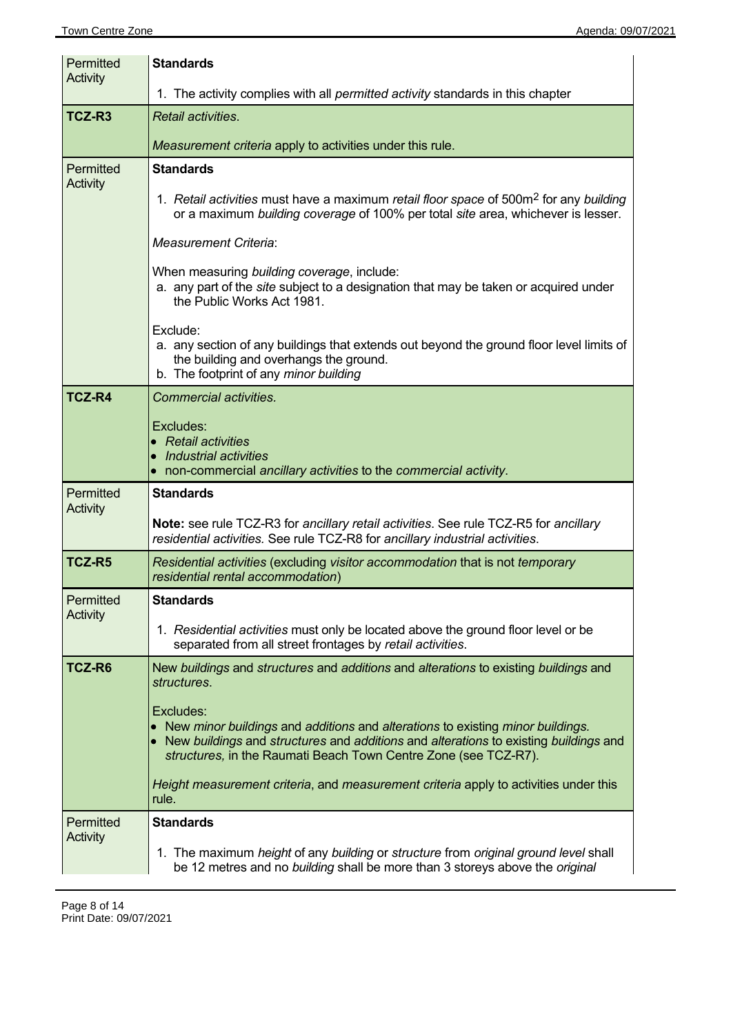| | |
|---|---|
| Permitted Activity | **Standards**<br><br>1. The activity complies with all *permitted activity* standards in this chapter |
| **TCZ-R3** | *Retail activities*.<br><br>*Measurement criteria* apply to activities under this rule. |
| Permitted Activity | **Standards**<br><br>1. *Retail activities* must have a maximum *retail floor space* of 500m$^2$ for any *building* or a maximum *building coverage* of 100% per total *site* area, whichever is lesser.<br><br>*Measurement Criteria*:<br><br>When measuring *building coverage*, include:<br>a. any part of the *site* subject to a designation that may be taken or acquired under the Public Works Act 1981.<br><br>Exclude:<br>a. any section of any buildings that extends out beyond the ground floor level limits of the building and overhangs the ground.<br>b. The footprint of any *minor building* |
| **TCZ-R4** | *Commercial activities.*<br><br>Excludes:<br>• *Retail activities*<br>• *Industrial activities*<br>• non-commercial *ancillary activities* to the *commercial activity*. |
| Permitted Activity | **Standards**<br><br>**Note:** see rule TCZ-R3 for *ancillary retail activities*. See rule TCZ-R5 for *ancillary residential activities.* See rule TCZ-R8 for *ancillary industrial activities*. |
| **TCZ-R5** | *Residential activities* (excluding *visitor accommodation* that is not *temporary residential rental accommodation*) |
| Permitted Activity | **Standards**<br><br>1. *Residential activities* must only be located above the ground floor level or be separated from all street frontages by *retail activities*. |
| **TCZ-R6** | New *buildings* and *structures* and *additions* and *alterations* to existing *buildings* and *structures*.<br><br>Excludes:<br>• New *minor buildings* and *additions* and *alterations* to existing *minor buildings.*<br>• New *buildings* and *structures* and *additions* and *alterations* to existing *buildings* and *structures,* in the Raumati Beach Town Centre Zone (see TCZ-R7).<br><br>*Height measurement criteria*, and *measurement criteria* apply to activities under this rule. |
| Permitted Activity | **Standards**<br><br>1. The maximum *height* of any *building* or *structure* from *original ground level* shall be 12 metres and no *building* shall be more than 3 storeys above the *original* |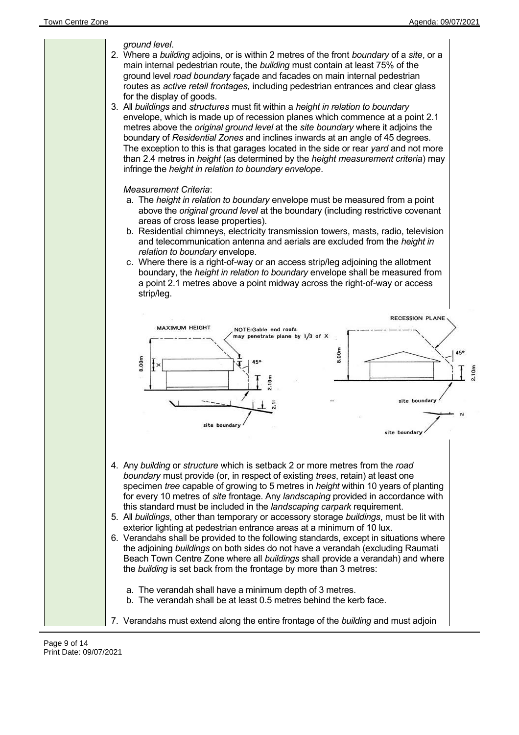*ground level*.

2. Where a *building* adjoins, or is within 2 metres of the front *boundary* of a *site*, or a main internal pedestrian route, the *building* must contain at least 75% of the ground level *road boundary* façade and facades on main internal pedestrian routes as *active retail frontages,* including pedestrian entrances and clear glass for the display of goods.
3. All *buildings* and *structures* must fit within a *height in relation to boundary* envelope, which is made up of recession planes which commence at a point 2.1 metres above the *original ground level* at the *site boundary* where it adjoins the boundary of *Residential Zones* and inclines inwards at an angle of 45 degrees. The exception to this is that garages located in the side or rear *yard* and not more than 2.4 metres in *height* (as determined by the *height measurement criteria*) may infringe the *height in relation to boundary envelope*.

   *Measurement Criteria*:

   a. The *height in relation to boundary* envelope must be measured from a point above the *original ground level* at the boundary (including restrictive covenant areas of cross lease properties).
   b. Residential chimneys, electricity transmission towers, masts, radio, television and telecommunication antenna and aerials are excluded from the *height in relation to boundary* envelope.
   c. Where there is a right-of-way or an access strip/leg adjoining the allotment boundary, the *height in relation to boundary* envelope shall be measured from a point 2.1 metres above a point midway across the right-of-way or access strip/leg.

4. Any *building* or *structure* which is setback 2 or more metres from the *road boundary* must provide (or, in respect of existing *trees*, retain) at least one specimen *tree* capable of growing to 5 metres in *height* within 10 years of planting for every 10 metres of *site* frontage. Any *landscaping* provided in accordance with this standard must be included in the *landscaping carpark* requirement.
5. All *buildings*, other than temporary or accessory storage *buildings*, must be lit with exterior lighting at pedestrian entrance areas at a minimum of 10 lux.
6. Verandahs shall be provided to the following standards, except in situations where the adjoining *buildings* on both sides do not have a verandah (excluding Raumati Beach Town Centre Zone where all *buildings* shall provide a verandah) and where the *building* is set back from the frontage by more than 3 metres:

   a. The verandah shall have a minimum depth of 3 metres.
   b. The verandah shall be at least 0.5 metres behind the kerb face.

7. Verandahs must extend along the entire frontage of the *building* and must adjoin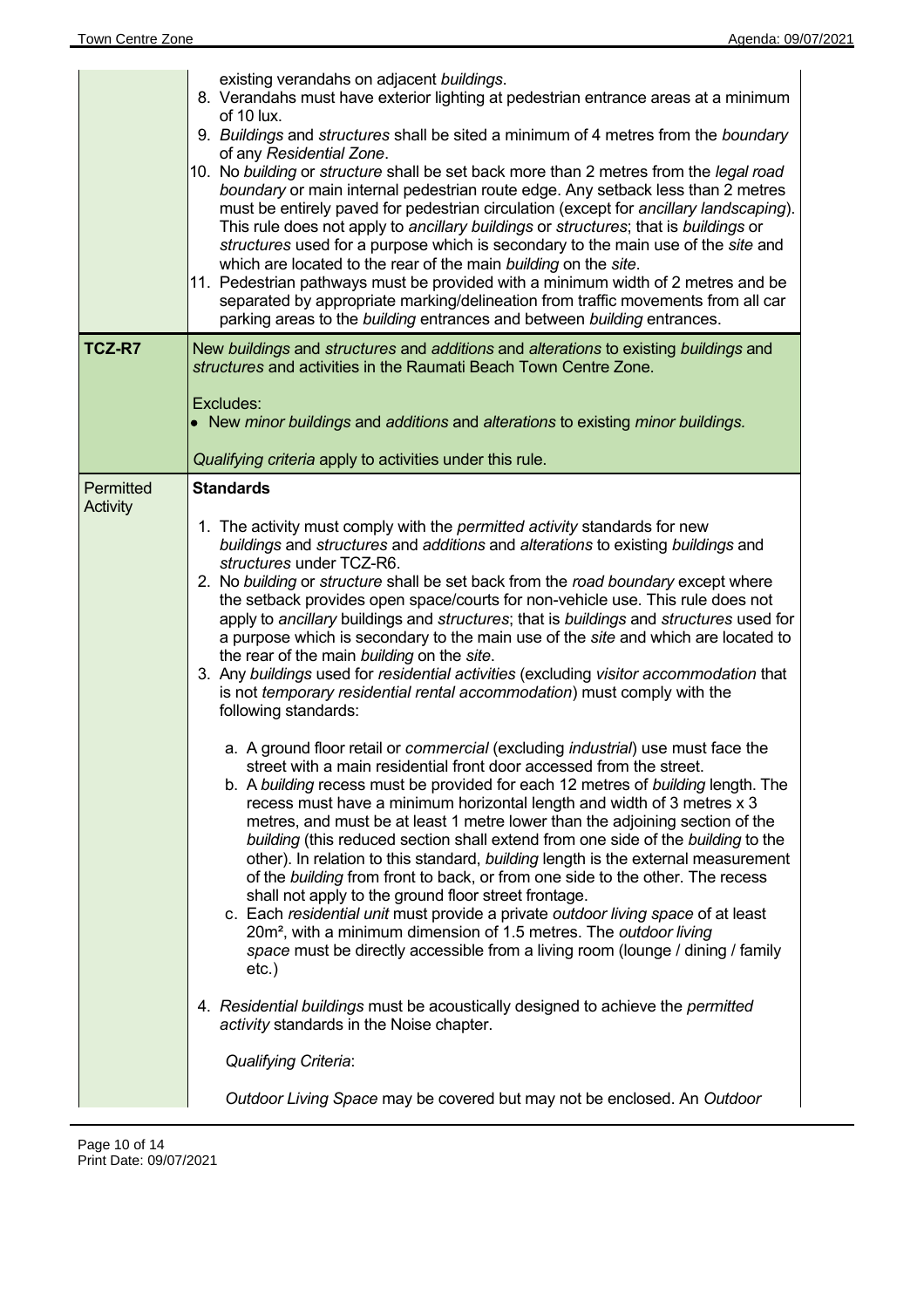| | |
|---|---|
| | existing verandahs on adjacent *buildings*.<br>8. Verandahs must have exterior lighting at pedestrian entrance areas at a minimum of 10 lux.<br>9. *Buildings* and *structures* shall be sited a minimum of 4 metres from the *boundary* of any *Residential Zone*.<br>10. No *building* or *structure* shall be set back more than 2 metres from the *legal road boundary* or main internal pedestrian route edge. Any setback less than 2 metres must be entirely paved for pedestrian circulation (except for *ancillary landscaping*). This rule does not apply to *ancillary buildings* or *structures*; that is *buildings* or *structures* used for a purpose which is secondary to the main use of the *site* and which are located to the rear of the main *building* on the *site*.<br>11. Pedestrian pathways must be provided with a minimum width of 2 metres and be separated by appropriate marking/delineation from traffic movements from all car parking areas to the *building* entrances and between *building* entrances. |
| **TCZ-R7** | New *buildings* and *structures* and *additions* and *alterations* to existing *buildings* and *structures* and activities in the Raumati Beach Town Centre Zone.<br><br>Excludes:<br>• New *minor buildings* and *additions* and *alterations* to existing *minor buildings.*<br><br>*Qualifying criteria* apply to activities under this rule. |
| Permitted Activity | **Standards**<br><br>1. The activity must comply with the *permitted activity* standards for new *buildings* and *structures* and *additions* and *alterations* to existing *buildings* and *structures* under TCZ-R6.<br>2. No *building* or *structure* shall be set back from the *road boundary* except where the setback provides open space/courts for non-vehicle use. This rule does not apply to *ancillary* buildings and *structures*; that is *buildings* and *structures* used for a purpose which is secondary to the main use of the *site* and which are located to the rear of the main *building* on the *site*.<br>3. Any *buildings* used for *residential activities* (excluding *visitor accommodation* that is not *temporary residential rental accommodation*) must comply with the following standards:<br><br>a. A ground floor retail or *commercial* (excluding *industrial*) use must face the street with a main residential front door accessed from the street.<br>b. A *building* recess must be provided for each 12 metres of *building* length. The recess must have a minimum horizontal length and width of 3 metres x 3 metres, and must be at least 1 metre lower than the adjoining section of the *building* (this reduced section shall extend from one side of the *building* to the other). In relation to this standard, *building* length is the external measurement of the *building* from front to back, or from one side to the other. The recess shall not apply to the ground floor street frontage.<br>c. Each *residential unit* must provide a private *outdoor living space* of at least 20m², with a minimum dimension of 1.5 metres. The *outdoor living space* must be directly accessible from a living room (lounge / dining / family etc.)<br><br>4. *Residential buildings* must be acoustically designed to achieve the *permitted activity* standards in the Noise chapter.<br><br>*Qualifying Criteria*:<br><br>*Outdoor Living Space* may be covered but may not be enclosed. An *Outdoor* |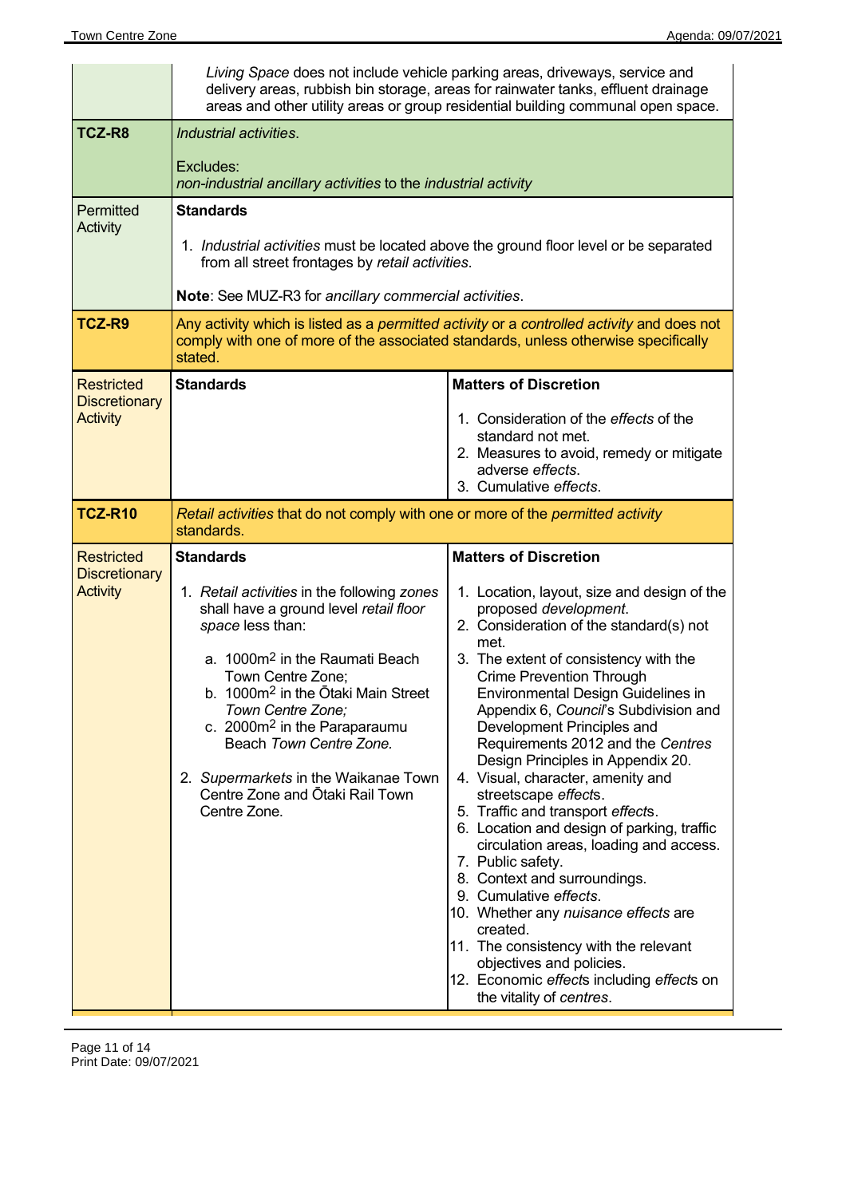| | | |
|---|---|---|
| | *Living Space* does not include vehicle parking areas, driveways, service and delivery areas, rubbish bin storage, areas for rainwater tanks, effluent drainage areas and other utility areas or group residential building communal open space. | |
| **TCZ-R8** | *Industrial activities*.<br><br>Excludes:<br>*non-industrial ancillary activities* to the *industrial activity* | |
| Permitted Activity | **Standards**<br><br>1. *Industrial activities* must be located above the ground floor level or be separated from all street frontages by *retail activities*.<br><br>**Note**: See MUZ-R3 for *ancillary commercial activities*. | |
| **TCZ-R9** | Any activity which is listed as a *permitted activity* or a *controlled activity* and does not comply with one of more of the associated standards, unless otherwise specifically stated. | |
| Restricted Discretionary Activity | **Standards** | **Matters of Discretion**<br><br>1. Consideration of the *effects* of the standard not met.<br>2. Measures to avoid, remedy or mitigate adverse *effects*.<br>3. Cumulative *effects*. |
| **TCZ-R10** | *Retail activities* that do not comply with one or more of the *permitted activity* standards. | |
| Restricted Discretionary Activity | **Standards**<br><br>1. *Retail activities* in the following *zones* shall have a ground level *retail floor space* less than:<br><br>a. 1000m² in the Raumati Beach Town Centre Zone;<br>b. 1000m² in the Ōtaki Main Street *Town Centre Zone;*<br>c. 2000m² in the Paraparaumu Beach *Town Centre Zone.*<br><br>2. *Supermarkets* in the Waikanae Town Centre Zone and Ōtaki Rail Town Centre Zone. | **Matters of Discretion**<br><br>1. Location, layout, size and design of the proposed *development*.<br>2. Consideration of the standard(s) not met.<br>3. The extent of consistency with the Crime Prevention Through Environmental Design Guidelines in Appendix 6, *Council*'s Subdivision and Development Principles and Requirements 2012 and the *Centres* Design Principles in Appendix 20.<br>4. Visual, character, amenity and streetscape *effect*s.<br>5. Traffic and transport *effects*.<br>6. Location and design of parking, traffic circulation areas, loading and access.<br>7. Public safety.<br>8. Context and surroundings.<br>9. Cumulative *effects*.<br>10. Whether any *nuisance effects* are created.<br>11. The consistency with the relevant objectives and policies.<br>12. Economic *effect*s including *effect*s on the vitality of *centres*. |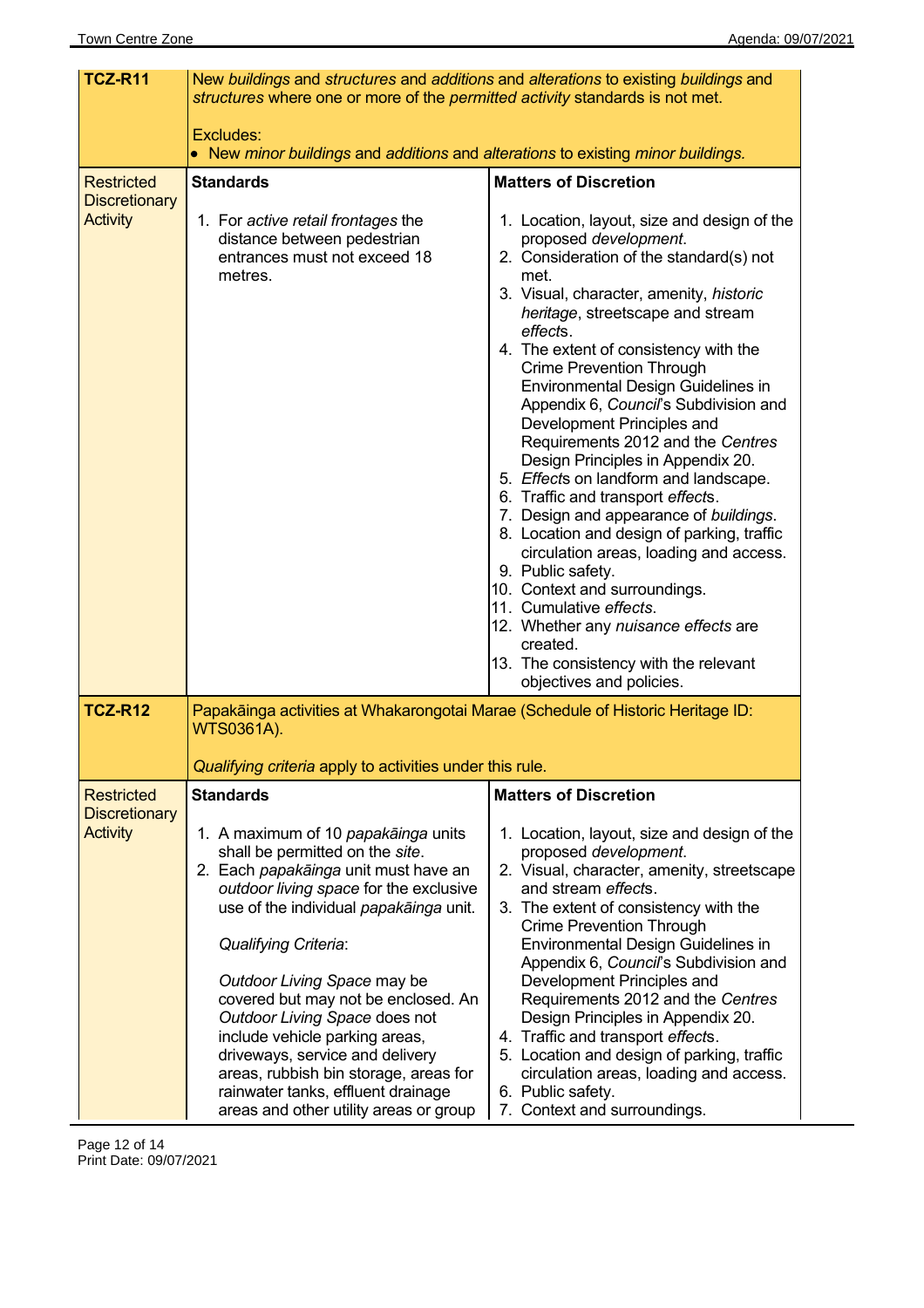| TCZ-R11 | New *buildings* and *structures* and *additions* and *alterations* to existing *buildings* and *structures* where one or more of the *permitted activity* standards is not met.<br><br>Excludes:<br>• New *minor buildings* and *additions* and *alterations* to existing *minor buildings.* | |
|---|---|---|
| Restricted Discretionary Activity | **Standards**<br><br>1. For *active retail frontages* the distance between pedestrian entrances must not exceed 18 metres. | **Matters of Discretion**<br><br>1. Location, layout, size and design of the proposed *development*.<br>2. Consideration of the standard(s) not met.<br>3. Visual, character, amenity, *historic heritage*, streetscape and stream *effects*.<br>4. The extent of consistency with the Crime Prevention Through Environmental Design Guidelines in Appendix 6, *Council*'s Subdivision and Development Principles and Requirements 2012 and the *Centres* Design Principles in Appendix 20.<br>5. *Effects* on landform and landscape.<br>6. Traffic and transport *effects*.<br>7. Design and appearance of *buildings*.<br>8. Location and design of parking, traffic circulation areas, loading and access.<br>9. Public safety.<br>10. Context and surroundings.<br>11. Cumulative *effects*.<br>12. Whether any *nuisance effects* are created.<br>13. The consistency with the relevant objectives and policies. |
| **TCZ-R12** | Papakāinga activities at Whakarongotai Marae (Schedule of Historic Heritage ID: WTS0361A).<br><br>*Qualifying criteria* apply to activities under this rule. | |
| Restricted Discretionary Activity | **Standards**<br><br>1. A maximum of 10 *papakāinga* units shall be permitted on the *site*.<br>2. Each *papakāinga* unit must have an *outdoor living space* for the exclusive use of the individual *papakāinga* unit.<br><br>*Qualifying Criteria*:<br><br>*Outdoor Living Space* may be covered but may not be enclosed. An *Outdoor Living Space* does not include vehicle parking areas, driveways, service and delivery areas, rubbish bin storage, areas for rainwater tanks, effluent drainage areas and other utility areas or group | **Matters of Discretion**<br><br>1. Location, layout, size and design of the proposed *development*.<br>2. Visual, character, amenity, streetscape and stream *effects*.<br>3. The extent of consistency with the Crime Prevention Through Environmental Design Guidelines in Appendix 6, *Council*'s Subdivision and Development Principles and Requirements 2012 and the *Centres* Design Principles in Appendix 20.<br>4. Traffic and transport *effects*.<br>5. Location and design of parking, traffic circulation areas, loading and access.<br>6. Public safety.<br>7. Context and surroundings. |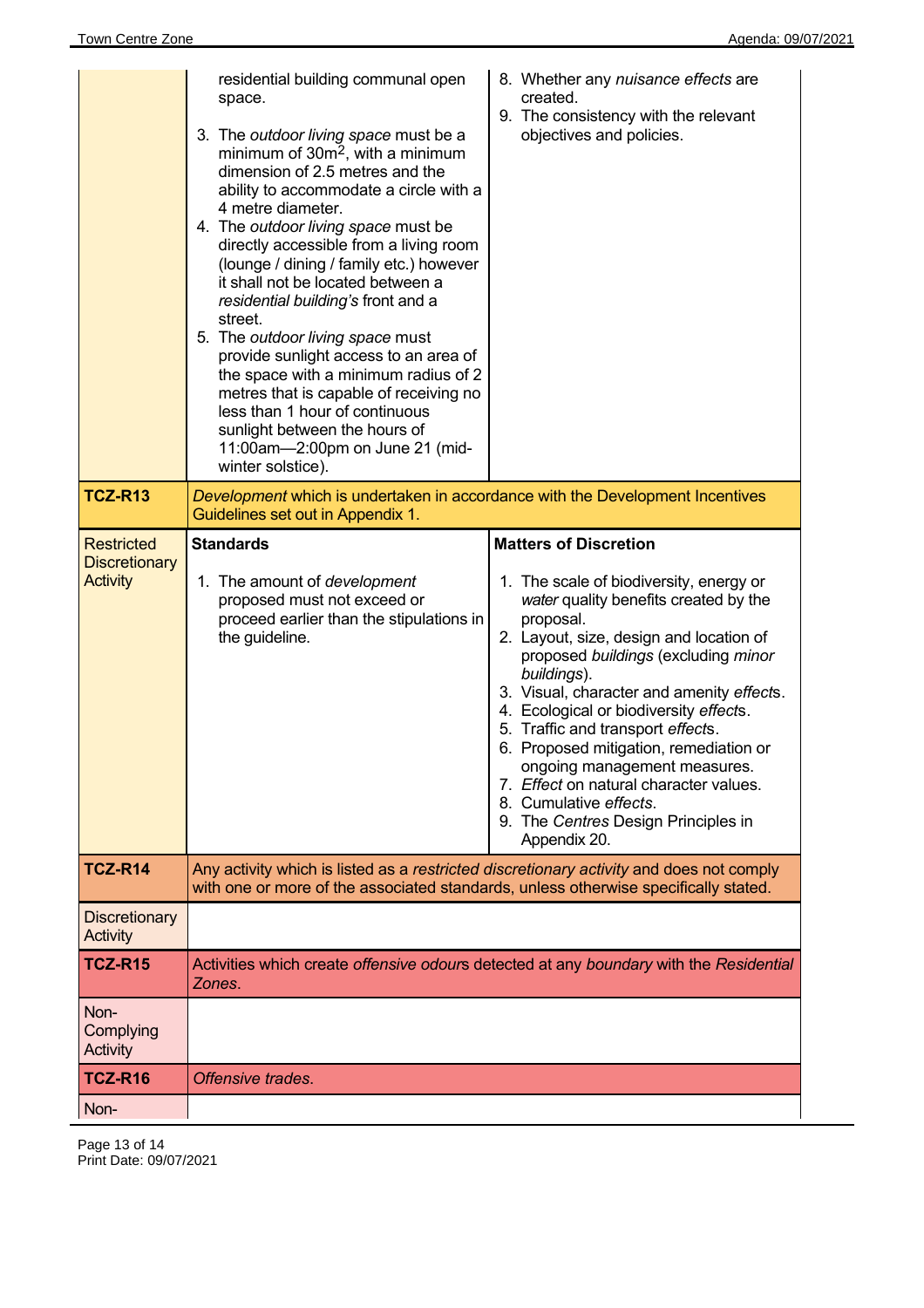| | | |
|---|---|---|
| | residential building communal open space.<br>3. The *outdoor living space* must be a minimum of 30m$^2$, with a minimum dimension of 2.5 metres and the ability to accommodate a circle with a 4 metre diameter.<br>4. The *outdoor living space* must be directly accessible from a living room (lounge / dining / family etc.) however it shall not be located between a *residential building's* front and a street.<br>5. The *outdoor living space* must provide sunlight access to an area of the space with a minimum radius of 2 metres that is capable of receiving no less than 1 hour of continuous sunlight between the hours of 11:00am—2:00pm on June 21 (mid-winter solstice). | 8. Whether any *nuisance effects* are created.<br>9. The consistency with the relevant objectives and policies. |
| **TCZ-R13** | *Development* which is undertaken in accordance with the Development Incentives Guidelines set out in Appendix 1. | |
| Restricted Discretionary Activity | **Standards**<br>1. The amount of *development* proposed must not exceed or proceed earlier than the stipulations in the guideline. | **Matters of Discretion**<br>1. The scale of biodiversity, energy or *water* quality benefits created by the proposal.<br>2. Layout, size, design and location of proposed *buildings* (excluding *minor buildings*).<br>3. Visual, character and amenity *effect*s.<br>4. Ecological or biodiversity *effect*s.<br>5. Traffic and transport *effect*s.<br>6. Proposed mitigation, remediation or ongoing management measures.<br>7. *Effect* on natural character values.<br>8. Cumulative *effects*.<br>9. The *Centres* Design Principles in Appendix 20. |
| **TCZ-R14** | Any activity which is listed as a *restricted discretionary activity* and does not comply with one or more of the associated standards, unless otherwise specifically stated. | |
| Discretionary Activity | | |
| **TCZ-R15** | Activities which create *offensive odour*s detected at any *boundary* with the *Residential Zones*. | |
| Non-Complying Activity | | |
| **TCZ-R16** | *Offensive trades*. | |
| Non- | | |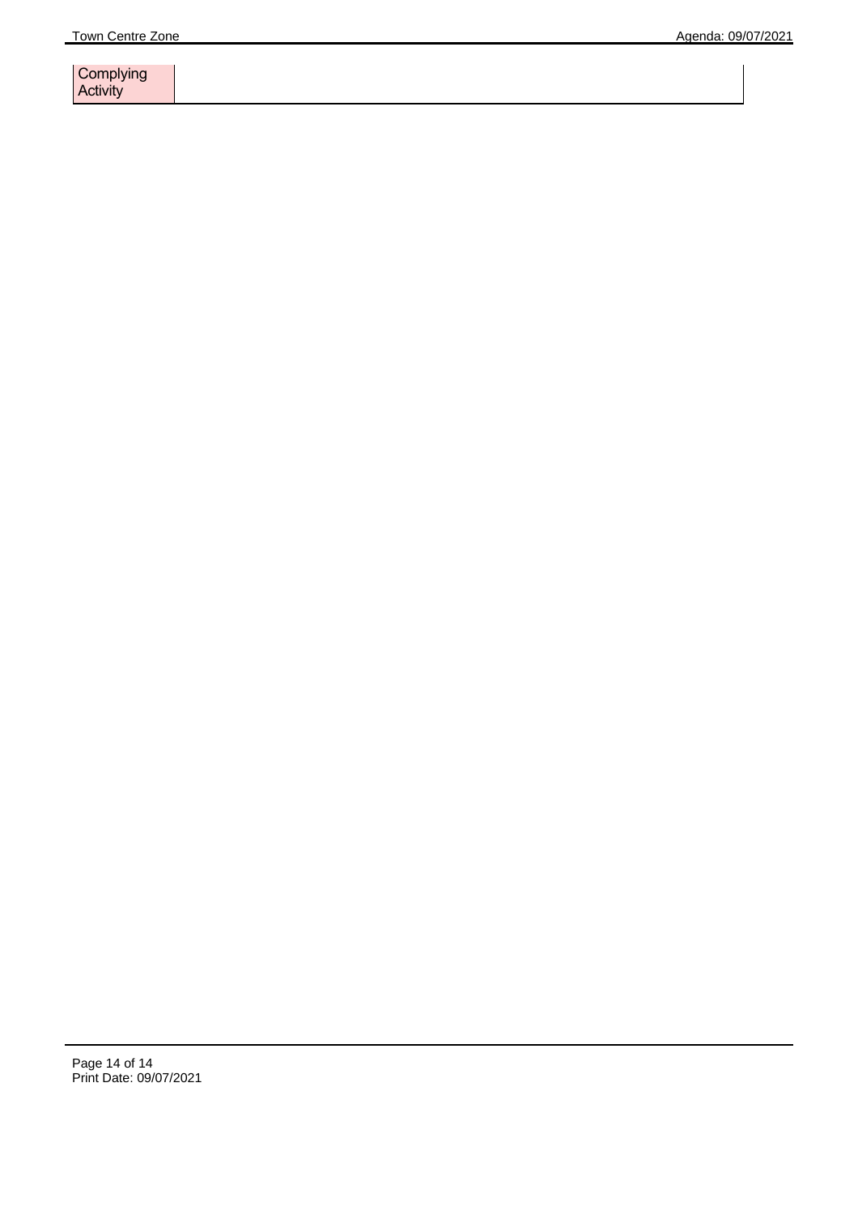| | |
|---|---|
| Complying Activity | |